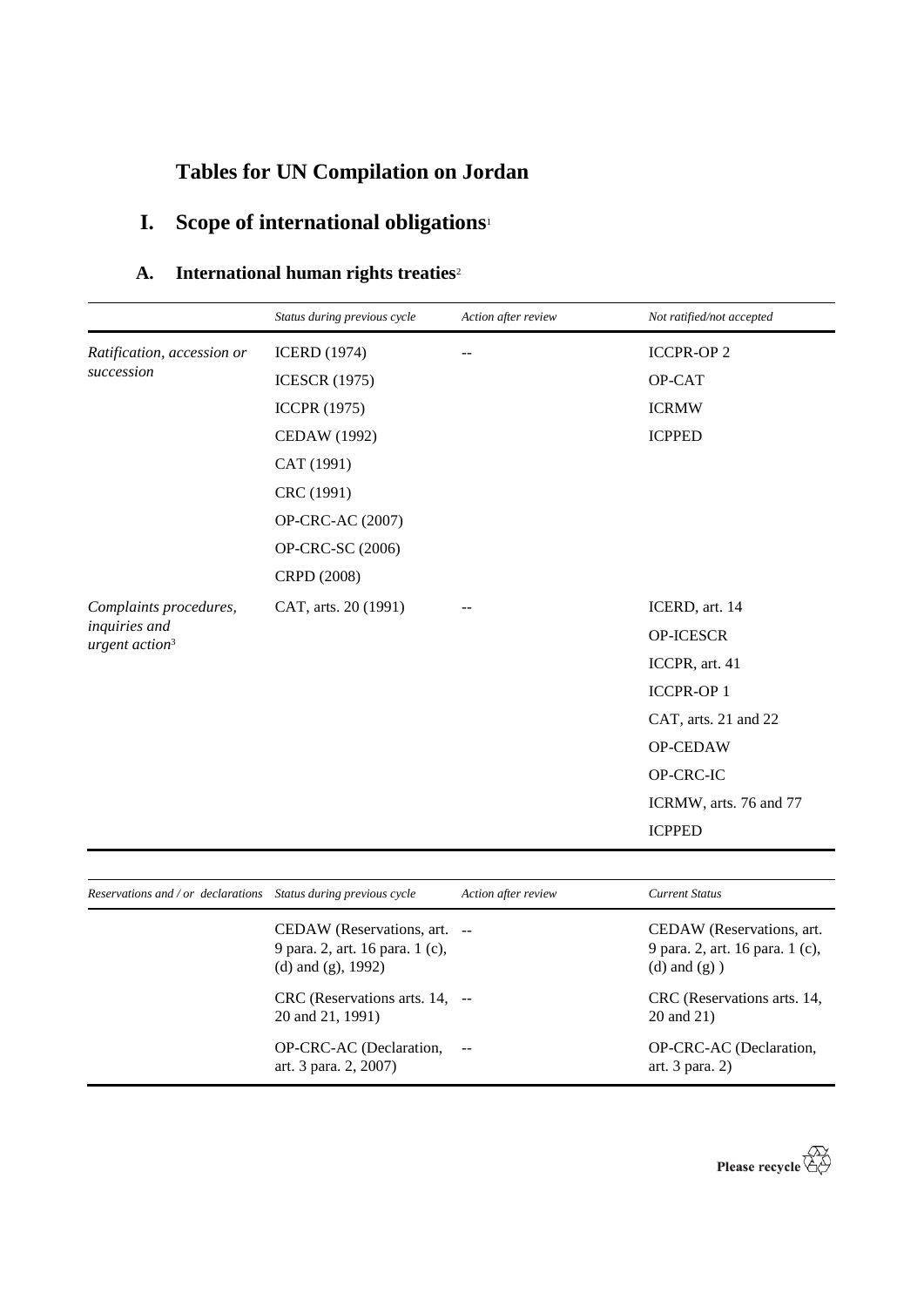# Tables for UN Compilation on Jordan

## I. Scope of international obligations[1]

### A. International human rights treaties[2]

| | *Status during previous cycle* | *Action after review* | *Not ratified/not accepted* |
|---|---|---|---|
| *Ratification, accession or succession* | ICERD (1974) | -- | ICCPR-OP 2 |
| | ICESCR (1975) | | OP-CAT |
| | ICCPR (1975) | | ICRMW |
| | CEDAW (1992) | | ICPPED |
| | CAT (1991) | | |
| | CRC (1991) | | |
| | OP-CRC-AC (2007) | | |
| | OP-CRC-SC (2006) | | |
| | CRPD (2008) | | |
| *Complaints procedures, inquiries and urgent action*[3] | CAT, arts. 20 (1991) | -- | ICERD, art. 14 |
| | | | OP-ICESCR |
| | | | ICCPR, art. 41 |
| | | | ICCPR-OP 1 |
| | | | CAT, arts. 21 and 22 |
| | | | OP-CEDAW |
| | | | OP-CRC-IC |
| | | | ICRMW, arts. 76 and 77 |
| | | | ICPPED |

| *Reservations and / or declarations* | *Status during previous cycle* | *Action after review* | *Current Status* |
|---|---|---|---|
| | CEDAW (Reservations, art. 9 para. 2, art. 16 para. 1 (c), (d) and (g), 1992) | -- | CEDAW (Reservations, art. 9 para. 2, art. 16 para. 1 (c), (d) and (g) ) |
| | CRC (Reservations arts. 14, 20 and 21, 1991) | -- | CRC (Reservations arts. 14, 20 and 21) |
| | OP-CRC-AC (Declaration, art. 3 para. 2, 2007) | -- | OP-CRC-AC (Declaration, art. 3 para. 2) |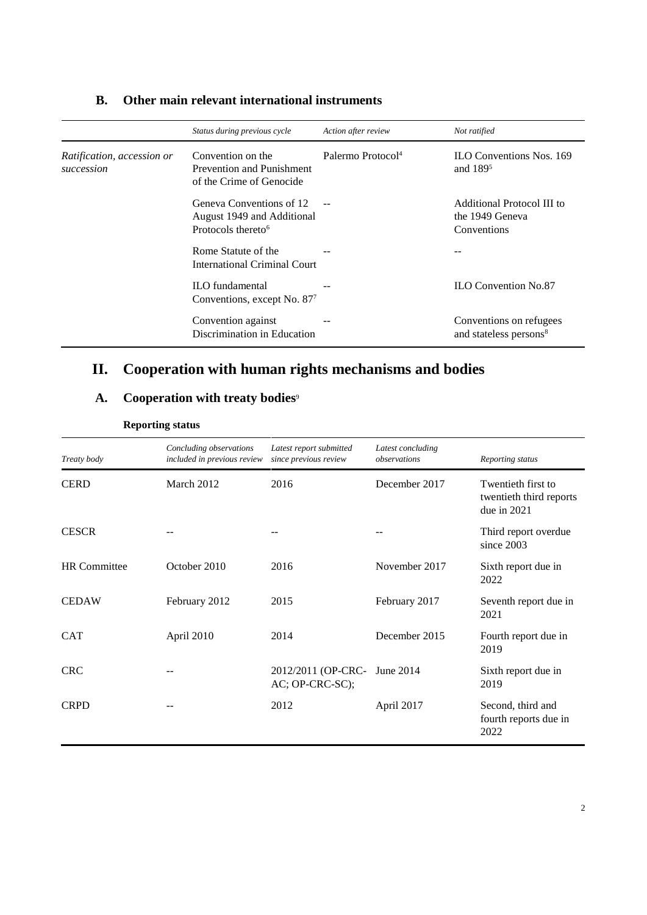### B. Other main relevant international instruments

| | *Status during previous cycle* | *Action after review* | *Not ratified* |
|---|---|---|---|
| *Ratification, accession or succession* | Convention on the Prevention and Punishment of the Crime of Genocide | Palermo Protocol[4] | ILO Conventions Nos. 169 and 189[5] |
| | Geneva Conventions of 12 August 1949 and Additional Protocols thereto[6] | -- | Additional Protocol III to the 1949 Geneva Conventions |
| | Rome Statute of the International Criminal Court | -- | -- |
| | ILO fundamental Conventions, except No. 87[7] | -- | ILO Convention No.87 |
| | Convention against Discrimination in Education | -- | Conventions on refugees and stateless persons[8] |

## II. Cooperation with human rights mechanisms and bodies

### A. Cooperation with treaty bodies[9]

**Reporting status**

| *Treaty body* | *Concluding observations included in previous review* | *Latest report submitted since previous review* | *Latest concluding observations* | *Reporting status* |
|---|---|---|---|---|
| CERD | March 2012 | 2016 | December 2017 | Twentieth first to twentieth third reports due in 2021 |
| CESCR | -- | -- | -- | Third report overdue since 2003 |
| HR Committee | October 2010 | 2016 | November 2017 | Sixth report due in 2022 |
| CEDAW | February 2012 | 2015 | February 2017 | Seventh report due in 2021 |
| CAT | April 2010 | 2014 | December 2015 | Fourth report due in 2019 |
| CRC | -- | 2012/2011 (OP-CRC-AC; OP-CRC-SC); | June 2014 | Sixth report due in 2019 |
| CRPD | -- | 2012 | April 2017 | Second, third and fourth reports due in 2022 |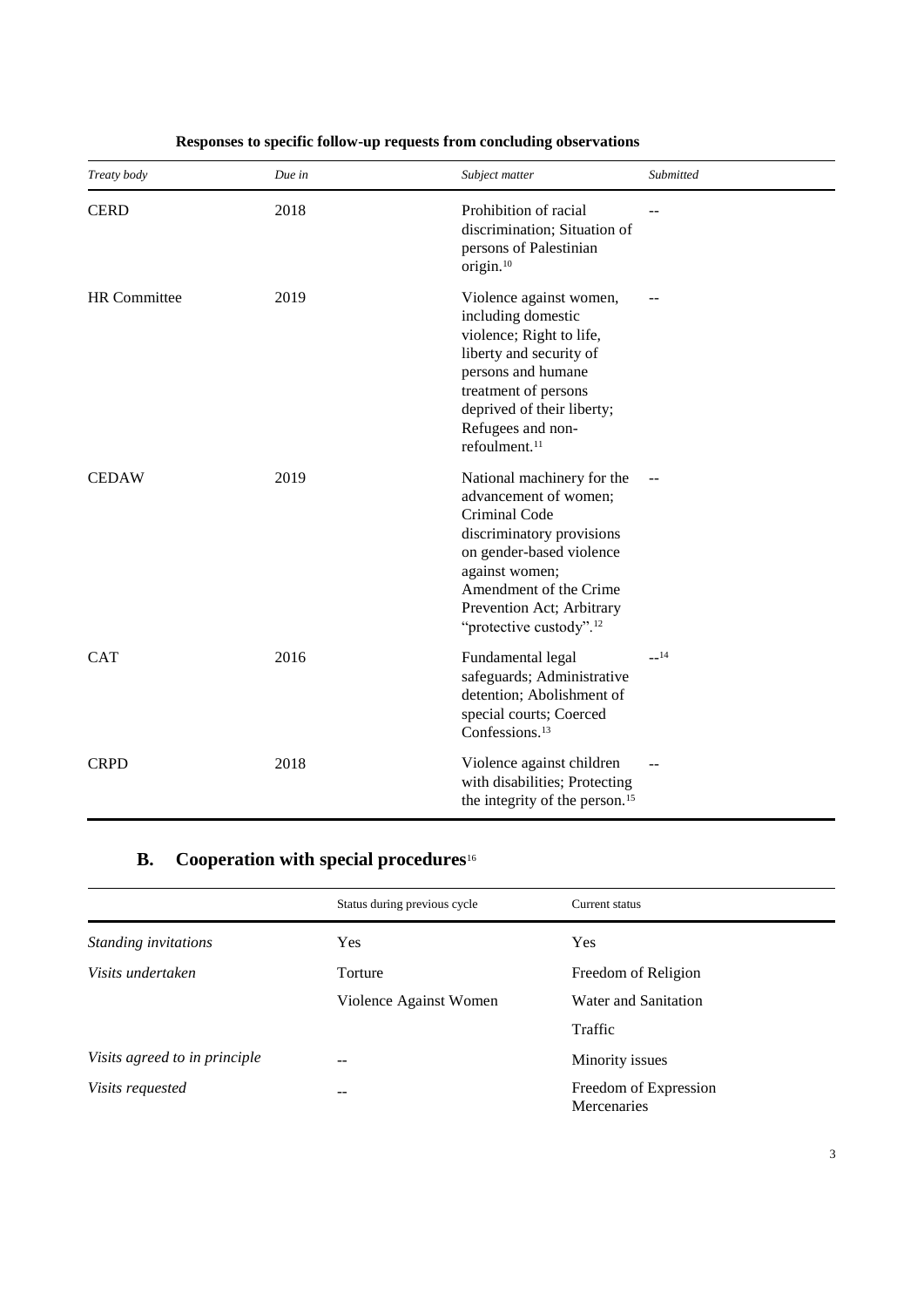**Responses to specific follow-up requests from concluding observations**

| *Treaty body* | *Due in* | *Subject matter* | *Submitted* |
|---|---|---|---|
| CERD | 2018 | Prohibition of racial discrimination; Situation of persons of Palestinian origin.[10] | -- |
| HR Committee | 2019 | Violence against women, including domestic violence; Right to life, liberty and security of persons and humane treatment of persons deprived of their liberty; Refugees and non-refoulment.[11] | -- |
| CEDAW | 2019 | National machinery for the advancement of women; Criminal Code discriminatory provisions on gender-based violence against women; Amendment of the Crime Prevention Act; Arbitrary "protective custody".[12] | -- |
| CAT | 2016 | Fundamental legal safeguards; Administrative detention; Abolishment of special courts; Coerced Confessions.[13] | --[14] |
| CRPD | 2018 | Violence against children with disabilities; Protecting the integrity of the person.[15] | -- |

## B. Cooperation with special procedures[16]

| | Status during previous cycle | Current status |
|---|---|---|
| *Standing invitations* | Yes | Yes |
| *Visits undertaken* | Torture | Freedom of Religion |
| | Violence Against Women | Water and Sanitation |
| | | Traffic |
| *Visits agreed to in principle* | -- | Minority issues |
| *Visits requested* | -- | Freedom of Expression<br>Mercenaries |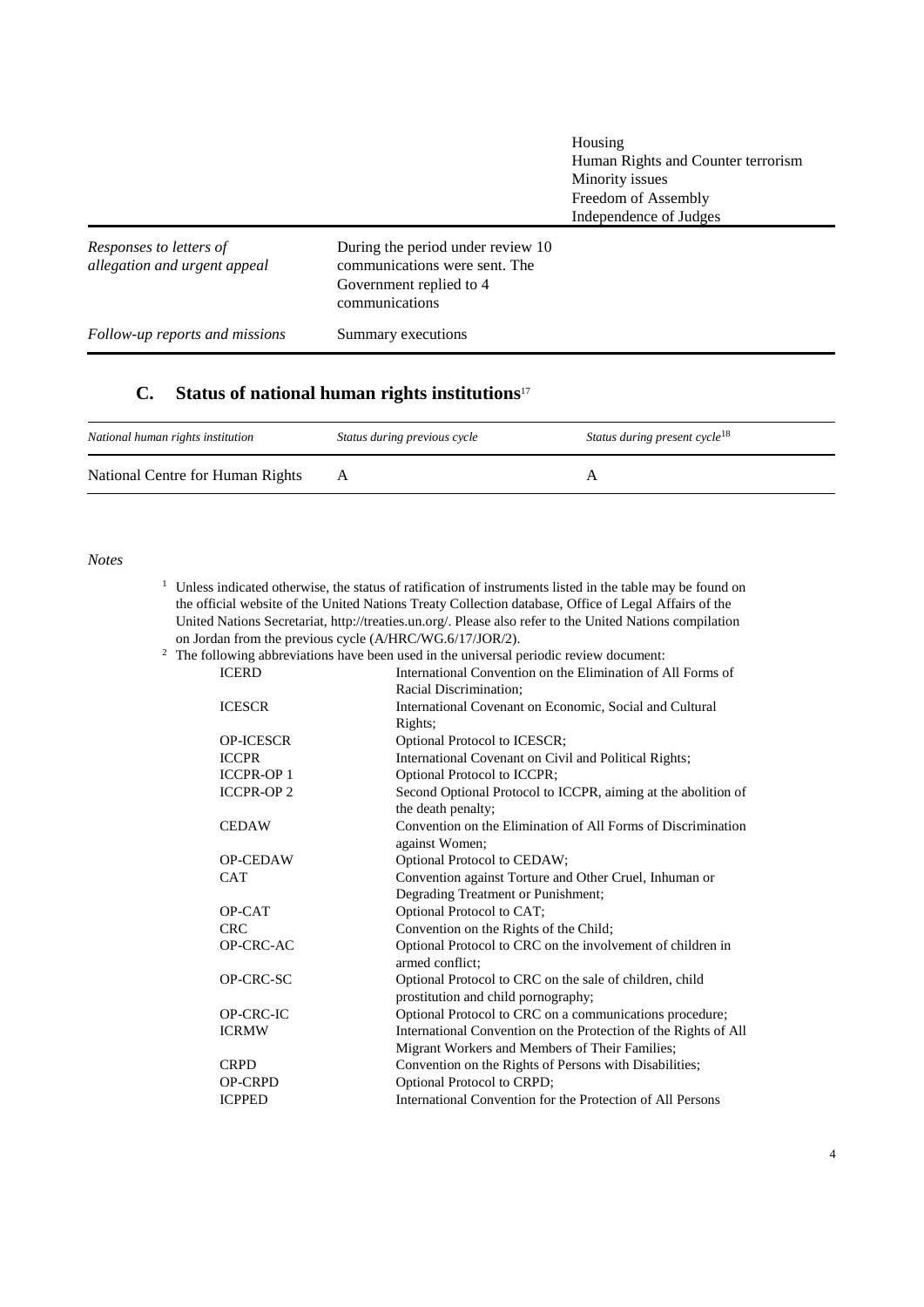| | | |
|---|---|---|
| | | Housing<br>Human Rights and Counter terrorism<br>Minority issues<br>Freedom of Assembly<br>Independence of Judges |
| *Responses to letters of allegation and urgent appeal* | During the period under review 10 communications were sent. The Government replied to 4 communications | |
| *Follow-up reports and missions* | Summary executions | |

## C. Status of national human rights institutions[17]

| *National human rights institution* | *Status during previous cycle* | *Status during present cycle*[18] |
|---|---|---|
| National Centre for Human Rights | A | A |

*Notes*

[1] Unless indicated otherwise, the status of ratification of instruments listed in the table may be found on the official website of the United Nations Treaty Collection database, Office of Legal Affairs of the United Nations Secretariat, http://treaties.un.org/. Please also refer to the United Nations compilation on Jordan from the previous cycle (A/HRC/WG.6/17/JOR/2).

[2] The following abbreviations have been used in the universal periodic review document:

| | |
|---|---|
| ICERD | International Convention on the Elimination of All Forms of Racial Discrimination; |
| ICESCR | International Covenant on Economic, Social and Cultural Rights; |
| OP-ICESCR | Optional Protocol to ICESCR; |
| ICCPR | International Covenant on Civil and Political Rights; |
| ICCPR-OP 1 | Optional Protocol to ICCPR; |
| ICCPR-OP 2 | Second Optional Protocol to ICCPR, aiming at the abolition of the death penalty; |
| CEDAW | Convention on the Elimination of All Forms of Discrimination against Women; |
| OP-CEDAW | Optional Protocol to CEDAW; |
| CAT | Convention against Torture and Other Cruel, Inhuman or Degrading Treatment or Punishment; |
| OP-CAT | Optional Protocol to CAT; |
| CRC | Convention on the Rights of the Child; |
| OP-CRC-AC | Optional Protocol to CRC on the involvement of children in armed conflict; |
| OP-CRC-SC | Optional Protocol to CRC on the sale of children, child prostitution and child pornography; |
| OP-CRC-IC | Optional Protocol to CRC on a communications procedure; |
| ICRMW | International Convention on the Protection of the Rights of All Migrant Workers and Members of Their Families; |
| CRPD | Convention on the Rights of Persons with Disabilities; |
| OP-CRPD | Optional Protocol to CRPD; |
| ICPPED | International Convention for the Protection of All Persons |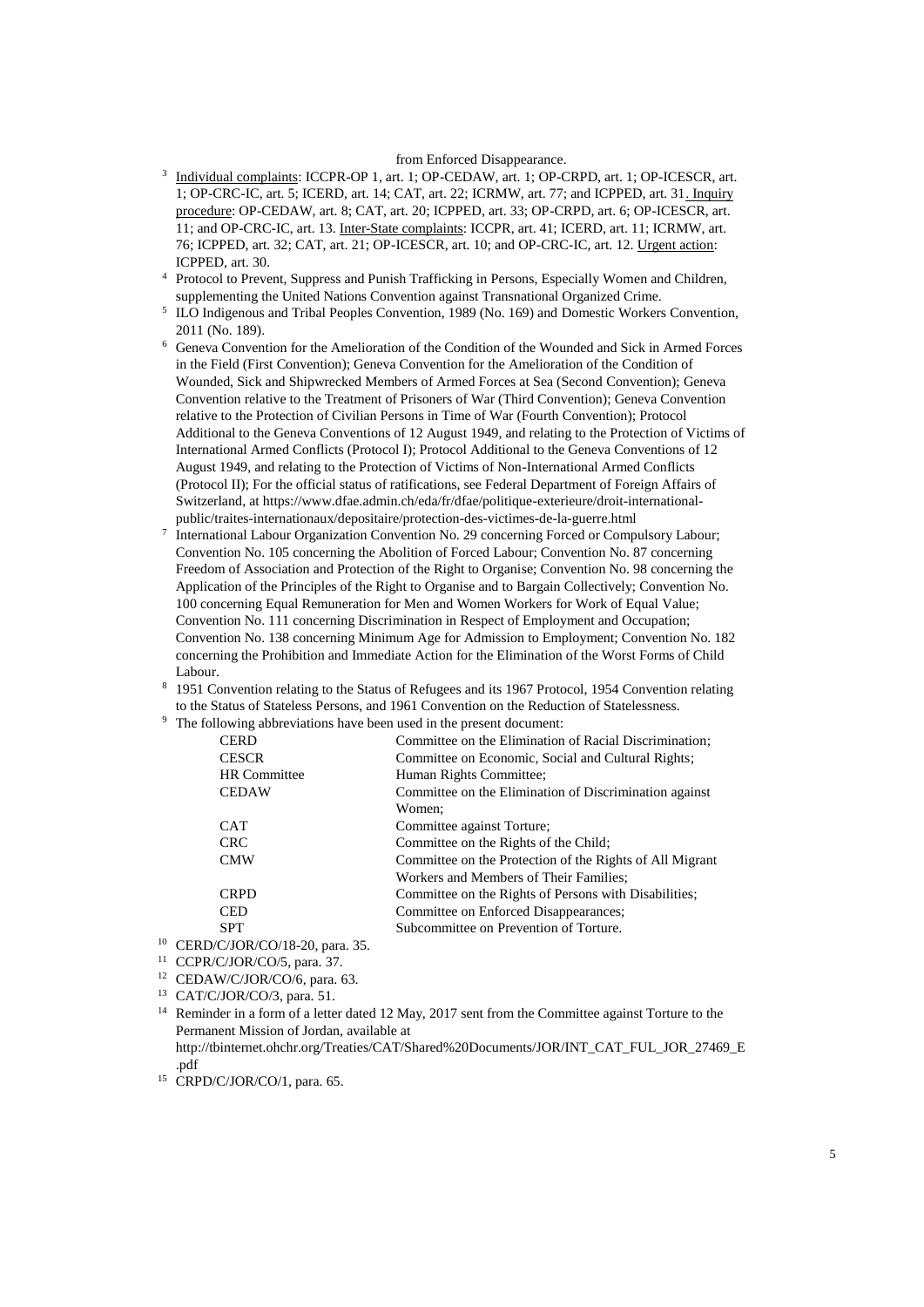from Enforced Disappearance.

[3] Individual complaints: ICCPR-OP 1, art. 1; OP-CEDAW, art. 1; OP-CRPD, art. 1; OP-ICESCR, art. 1; OP-CRC-IC, art. 5; ICERD, art. 14; CAT, art. 22; ICRMW, art. 77; and ICPPED, art. 31. Inquiry procedure: OP-CEDAW, art. 8; CAT, art. 20; ICPPED, art. 33; OP-CRPD, art. 6; OP-ICESCR, art. 11; and OP-CRC-IC, art. 13. Inter-State complaints: ICCPR, art. 41; ICERD, art. 11; ICRMW, art. 76; ICPPED, art. 32; CAT, art. 21; OP-ICESCR, art. 10; and OP-CRC-IC, art. 12. Urgent action: ICPPED, art. 30.

[4] Protocol to Prevent, Suppress and Punish Trafficking in Persons, Especially Women and Children, supplementing the United Nations Convention against Transnational Organized Crime.

[5] ILO Indigenous and Tribal Peoples Convention, 1989 (No. 169) and Domestic Workers Convention, 2011 (No. 189).

[6] Geneva Convention for the Amelioration of the Condition of the Wounded and Sick in Armed Forces in the Field (First Convention); Geneva Convention for the Amelioration of the Condition of Wounded, Sick and Shipwrecked Members of Armed Forces at Sea (Second Convention); Geneva Convention relative to the Treatment of Prisoners of War (Third Convention); Geneva Convention relative to the Protection of Civilian Persons in Time of War (Fourth Convention); Protocol Additional to the Geneva Conventions of 12 August 1949, and relating to the Protection of Victims of International Armed Conflicts (Protocol I); Protocol Additional to the Geneva Conventions of 12 August 1949, and relating to the Protection of Victims of Non-International Armed Conflicts (Protocol II); For the official status of ratifications, see Federal Department of Foreign Affairs of Switzerland, at https://www.dfae.admin.ch/eda/fr/dfae/politique-exterieure/droit-international-public/traites-internationaux/depositaire/protection-des-victimes-de-la-guerre.html

[7] International Labour Organization Convention No. 29 concerning Forced or Compulsory Labour; Convention No. 105 concerning the Abolition of Forced Labour; Convention No. 87 concerning Freedom of Association and Protection of the Right to Organise; Convention No. 98 concerning the Application of the Principles of the Right to Organise and to Bargain Collectively; Convention No. 100 concerning Equal Remuneration for Men and Women Workers for Work of Equal Value; Convention No. 111 concerning Discrimination in Respect of Employment and Occupation; Convention No. 138 concerning Minimum Age for Admission to Employment; Convention No. 182 concerning the Prohibition and Immediate Action for the Elimination of the Worst Forms of Child Labour.

[8] 1951 Convention relating to the Status of Refugees and its 1967 Protocol, 1954 Convention relating to the Status of Stateless Persons, and 1961 Convention on the Reduction of Statelessness.

[9] The following abbreviations have been used in the present document:

| | |
|---|---|
| CERD | Committee on the Elimination of Racial Discrimination; |
| CESCR | Committee on Economic, Social and Cultural Rights; |
| HR Committee | Human Rights Committee; |
| CEDAW | Committee on the Elimination of Discrimination against Women; |
| CAT | Committee against Torture; |
| CRC | Committee on the Rights of the Child; |
| CMW | Committee on the Protection of the Rights of All Migrant Workers and Members of Their Families; |
| CRPD | Committee on the Rights of Persons with Disabilities; |
| CED | Committee on Enforced Disappearances; |
| SPT | Subcommittee on Prevention of Torture. |

[10] CERD/C/JOR/CO/18-20, para. 35.

[11] CCPR/C/JOR/CO/5, para. 37.

[12] CEDAW/C/JOR/CO/6, para. 63.

[13] CAT/C/JOR/CO/3, para. 51.

[14] Reminder in a form of a letter dated 12 May, 2017 sent from the Committee against Torture to the Permanent Mission of Jordan, available at http://tbinternet.ohchr.org/Treaties/CAT/Shared%20Documents/JOR/INT_CAT_FUL_JOR_27469_E.pdf

[15] CRPD/C/JOR/CO/1, para. 65.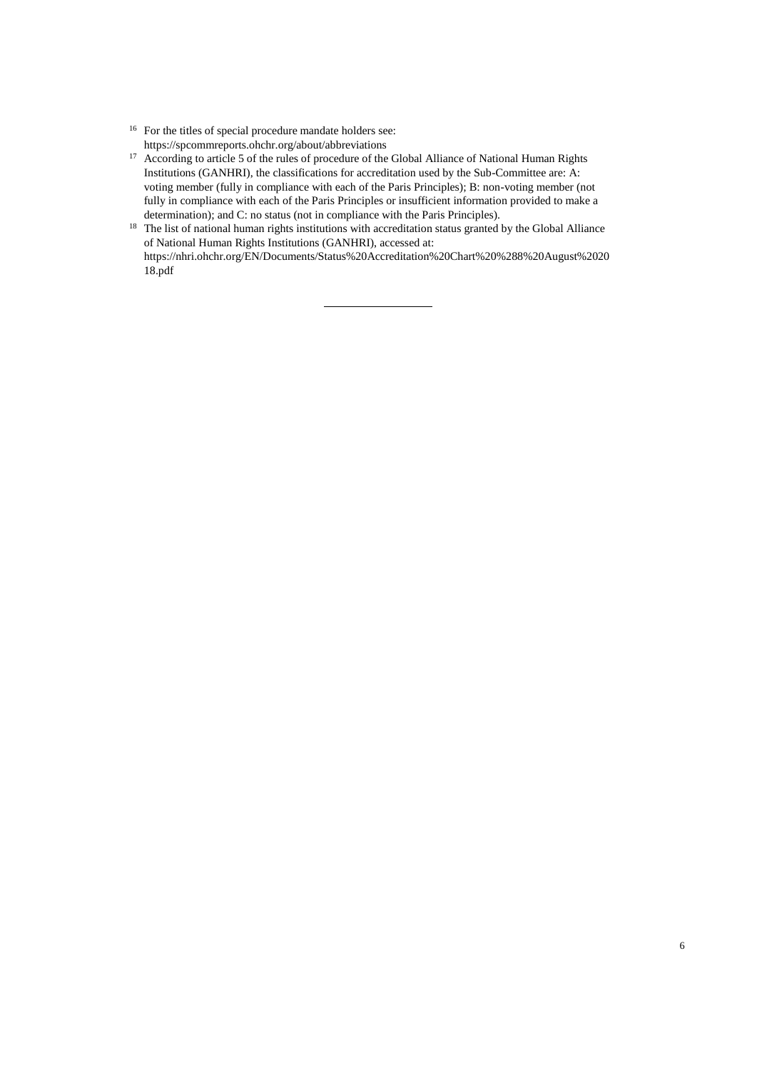[16] For the titles of special procedure mandate holders see: https://spcommreports.ohchr.org/about/abbreviations

[17] According to article 5 of the rules of procedure of the Global Alliance of National Human Rights Institutions (GANHRI), the classifications for accreditation used by the Sub-Committee are: A: voting member (fully in compliance with each of the Paris Principles); B: non-voting member (not fully in compliance with each of the Paris Principles or insufficient information provided to make a determination); and C: no status (not in compliance with the Paris Principles).

[18] The list of national human rights institutions with accreditation status granted by the Global Alliance of National Human Rights Institutions (GANHRI), accessed at: https://nhri.ohchr.org/EN/Documents/Status%20Accreditation%20Chart%20%288%20August%202018.pdf